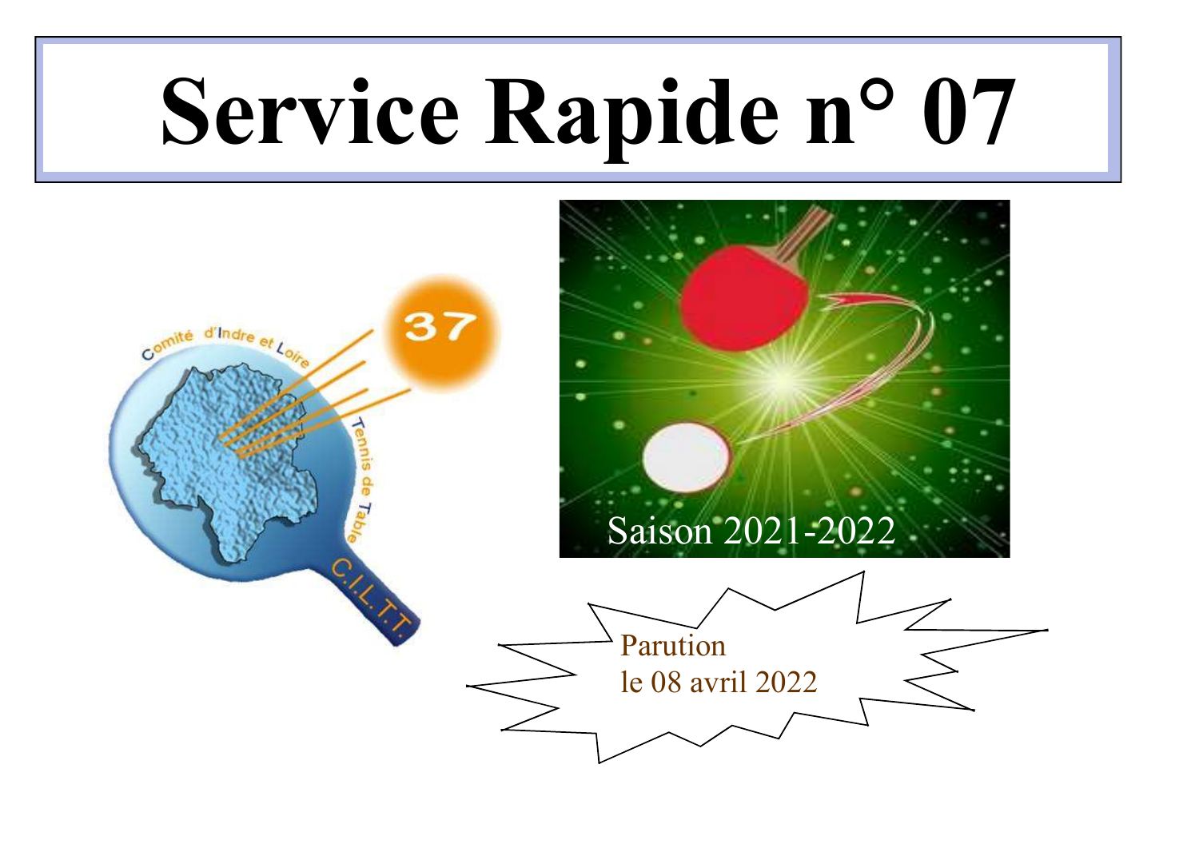# Service Rapide n° 07

Saison 2021-2022

Parution
le 08 avril 2022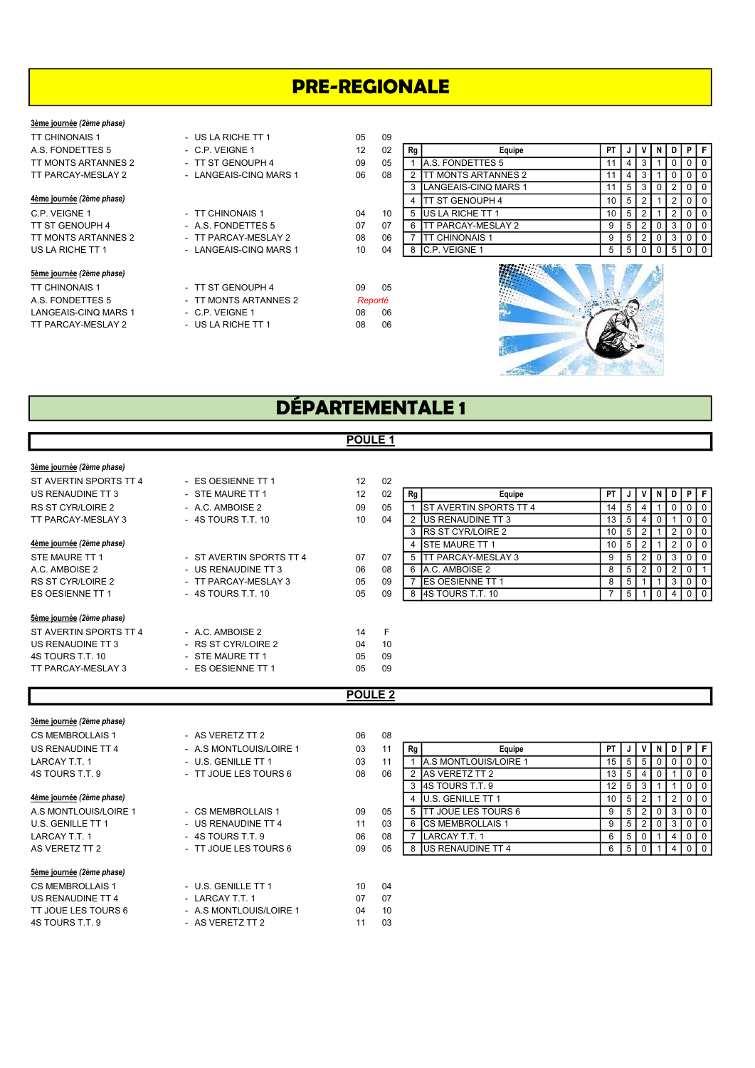# PRE-REGIONALE

**3ème journée** *(2ème phase)*

| | | | |
|---|---|---|---|
| TT CHINONAIS 1 | - US LA RICHE TT 1 | 05 | 09 |
| A.S. FONDETTES 5 | - C.P. VEIGNE 1 | 12 | 02 |
| TT MONTS ARTANNES 2 | - TT ST GENOUPH 4 | 09 | 05 |
| TT PARCAY-MESLAY 2 | - LANGEAIS-CINQ MARS 1 | 06 | 08 |

**4ème journée** *(2ème phase)*

| | | | |
|---|---|---|---|
| C.P. VEIGNE 1 | - TT CHINONAIS 1 | 04 | 10 |
| TT ST GENOUPH 4 | - A.S. FONDETTES 5 | 07 | 07 |
| TT MONTS ARTANNES 2 | - TT PARCAY-MESLAY 2 | 08 | 06 |
| US LA RICHE TT 1 | - LANGEAIS-CINQ MARS 1 | 10 | 04 |

**5ème journée** *(2ème phase)*

| | | | |
|---|---|---|---|
| TT CHINONAIS 1 | - TT ST GENOUPH 4 | 09 | 05 |
| A.S. FONDETTES 5 | - TT MONTS ARTANNES 2 | *Reporté* | |
| LANGEAIS-CINQ MARS 1 | - C.P. VEIGNE 1 | 08 | 06 |
| TT PARCAY-MESLAY 2 | - US LA RICHE TT 1 | 08 | 06 |

| Rg | Equipe | PT | J | V | N | D | P | F |
|---|---|---|---|---|---|---|---|---|
| 1 | A.S. FONDETTES 5 | 11 | 4 | 3 | 1 | 0 | 0 | 0 |
| 2 | TT MONTS ARTANNES 2 | 11 | 4 | 3 | 1 | 0 | 0 | 0 |
| 3 | LANGEAIS-CINQ MARS 1 | 11 | 5 | 3 | 0 | 2 | 0 | 0 |
| 4 | TT ST GENOUPH 4 | 10 | 5 | 2 | 1 | 2 | 0 | 0 |
| 5 | US LA RICHE TT 1 | 10 | 5 | 2 | 1 | 2 | 0 | 0 |
| 6 | TT PARCAY-MESLAY 2 | 9 | 5 | 2 | 0 | 3 | 0 | 0 |
| 7 | TT CHINONAIS 1 | 9 | 5 | 2 | 0 | 3 | 0 | 0 |
| 8 | C.P. VEIGNE 1 | 5 | 5 | 0 | 0 | 5 | 0 | 0 |

# DÉPARTEMENTALE 1

## POULE 1

**3ème journée** *(2ème phase)*

| | | | |
|---|---|---|---|
| ST AVERTIN SPORTS TT 4 | - ES OESIENNE TT 1 | 12 | 02 |
| US RENAUDINE TT 3 | - STE MAURE TT 1 | 12 | 02 |
| RS ST CYR/LOIRE 2 | - A.C. AMBOISE 2 | 09 | 05 |
| TT PARCAY-MESLAY 3 | - 4S TOURS T.T. 10 | 10 | 04 |

**4ème journée** *(2ème phase)*

| | | | |
|---|---|---|---|
| STE MAURE TT 1 | - ST AVERTIN SPORTS TT 4 | 07 | 07 |
| A.C. AMBOISE 2 | - US RENAUDINE TT 3 | 06 | 08 |
| RS ST CYR/LOIRE 2 | - TT PARCAY-MESLAY 3 | 05 | 09 |
| ES OESIENNE TT 1 | - 4S TOURS T.T. 10 | 05 | 09 |

**5ème journée** *(2ème phase)*

| | | | |
|---|---|---|---|
| ST AVERTIN SPORTS TT 4 | - A.C. AMBOISE 2 | 14 | F |
| US RENAUDINE TT 3 | - RS ST CYR/LOIRE 2 | 04 | 10 |
| 4S TOURS T.T. 10 | - STE MAURE TT 1 | 05 | 09 |
| TT PARCAY-MESLAY 3 | - ES OESIENNE TT 1 | 05 | 09 |

| Rg | Equipe | PT | J | V | N | D | P | F |
|---|---|---|---|---|---|---|---|---|
| 1 | ST AVERTIN SPORTS TT 4 | 14 | 5 | 4 | 1 | 0 | 0 | 0 |
| 2 | US RENAUDINE TT 3 | 13 | 5 | 4 | 0 | 1 | 0 | 0 |
| 3 | RS ST CYR/LOIRE 2 | 10 | 5 | 2 | 1 | 2 | 0 | 0 |
| 4 | STE MAURE TT 1 | 10 | 5 | 2 | 1 | 2 | 0 | 0 |
| 5 | TT PARCAY-MESLAY 3 | 9 | 5 | 2 | 0 | 3 | 0 | 0 |
| 6 | A.C. AMBOISE 2 | 8 | 5 | 2 | 0 | 2 | 0 | 1 |
| 7 | ES OESIENNE TT 1 | 8 | 5 | 1 | 1 | 3 | 0 | 0 |
| 8 | 4S TOURS T.T. 10 | 7 | 5 | 1 | 0 | 4 | 0 | 0 |

## POULE 2

**3ème journée** *(2ème phase)*

| | | | |
|---|---|---|---|
| CS MEMBROLLAIS 1 | - AS VERETZ TT 2 | 06 | 08 |
| US RENAUDINE TT 4 | - A.S MONTLOUIS/LOIRE 1 | 03 | 11 |
| LARCAY T.T. 1 | - U.S. GENILLE TT 1 | 03 | 11 |
| 4S TOURS T.T. 9 | - TT JOUE LES TOURS 6 | 08 | 06 |

**4ème journée** *(2ème phase)*

| | | | |
|---|---|---|---|
| A.S MONTLOUIS/LOIRE 1 | - CS MEMBROLLAIS 1 | 09 | 05 |
| U.S. GENILLE TT 1 | - US RENAUDINE TT 4 | 11 | 03 |
| LARCAY T.T. 1 | - 4S TOURS T.T. 9 | 06 | 08 |
| AS VERETZ TT 2 | - TT JOUE LES TOURS 6 | 09 | 05 |

**5ème journée** *(2ème phase)*

| | | | |
|---|---|---|---|
| CS MEMBROLLAIS 1 | - U.S. GENILLE TT 1 | 10 | 04 |
| US RENAUDINE TT 4 | - LARCAY T.T. 1 | 07 | 07 |
| TT JOUE LES TOURS 6 | - A.S MONTLOUIS/LOIRE 1 | 04 | 10 |
| 4S TOURS T.T. 9 | - AS VERETZ TT 2 | 11 | 03 |

| Rg | Equipe | PT | J | V | N | D | P | F |
|---|---|---|---|---|---|---|---|---|
| 1 | A.S MONTLOUIS/LOIRE 1 | 15 | 5 | 5 | 0 | 0 | 0 | 0 |
| 2 | AS VERETZ TT 2 | 13 | 5 | 4 | 0 | 1 | 0 | 0 |
| 3 | 4S TOURS T.T. 9 | 12 | 5 | 3 | 1 | 1 | 0 | 0 |
| 4 | U.S. GENILLE TT 1 | 10 | 5 | 2 | 1 | 2 | 0 | 0 |
| 5 | TT JOUE LES TOURS 6 | 9 | 5 | 2 | 0 | 3 | 0 | 0 |
| 6 | CS MEMBROLLAIS 1 | 9 | 5 | 2 | 0 | 3 | 0 | 0 |
| 7 | LARCAY T.T. 1 | 6 | 5 | 0 | 1 | 4 | 0 | 0 |
| 8 | US RENAUDINE TT 4 | 6 | 5 | 0 | 1 | 4 | 0 | 0 |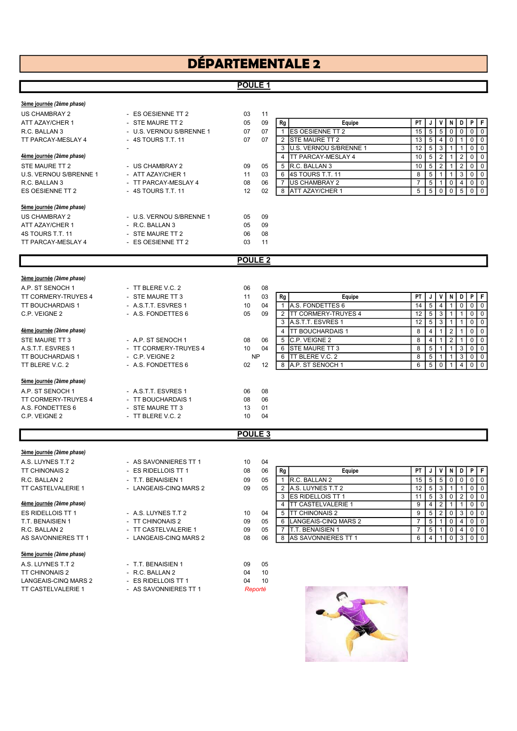# DÉPARTEMENTALE 2

## POULE 1

**3ème journée** *(2ème phase)*

| | | | |
|---|---|---|---|
| US CHAMBRAY 2 | - ES OESIENNE TT 2 | 03 | 11 |
| ATT AZAY/CHER 1 | - STE MAURE TT 2 | 05 | 09 |
| R.C. BALLAN 3 | - U.S. VERNOU S/BRENNE 1 | 07 | 07 |
| TT PARCAY-MESLAY 4 | - 4S TOURS T.T. 11 | 07 | 07 |
| | - | | |

**4ème journée** *(2ème phase)*

| | | | |
|---|---|---|---|
| STE MAURE TT 2 | - US CHAMBRAY 2 | 09 | 05 |
| U.S. VERNOU S/BRENNE 1 | - ATT AZAY/CHER 1 | 11 | 03 |
| R.C. BALLAN 3 | - TT PARCAY-MESLAY 4 | 08 | 06 |
| ES OESIENNE TT 2 | - 4S TOURS T.T. 11 | 12 | 02 |

**5ème journée** *(2ème phase)*

| | | | |
|---|---|---|---|
| US CHAMBRAY 2 | - U.S. VERNOU S/BRENNE 1 | 05 | 09 |
| ATT AZAY/CHER 1 | - R.C. BALLAN 3 | 05 | 09 |
| 4S TOURS T.T. 11 | - STE MAURE TT 2 | 06 | 08 |
| TT PARCAY-MESLAY 4 | - ES OESIENNE TT 2 | 03 | 11 |

| Rg | Equipe | PT | J | V | N | D | P | F |
|---|---|---|---|---|---|---|---|---|
| 1 | ES OESIENNE TT 2 | 15 | 5 | 5 | 0 | 0 | 0 | 0 |
| 2 | STE MAURE TT 2 | 13 | 5 | 4 | 0 | 1 | 0 | 0 |
| 3 | U.S. VERNOU S/BRENNE 1 | 12 | 5 | 3 | 1 | 1 | 0 | 0 |
| 4 | TT PARCAY-MESLAY 4 | 10 | 5 | 2 | 1 | 2 | 0 | 0 |
| 5 | R.C. BALLAN 3 | 10 | 5 | 2 | 1 | 2 | 0 | 0 |
| 6 | 4S TOURS T.T. 11 | 8 | 5 | 1 | 1 | 3 | 0 | 0 |
| 7 | US CHAMBRAY 2 | 7 | 5 | 1 | 0 | 4 | 0 | 0 |
| 8 | ATT AZAY/CHER 1 | 5 | 5 | 0 | 0 | 5 | 0 | 0 |

## POULE 2

**3ème journée** *(2ème phase)*

| | | | |
|---|---|---|---|
| A.P. ST SENOCH 1 | - TT BLERE V.C. 2 | 06 | 08 |
| TT CORMERY-TRUYES 4 | - STE MAURE TT 3 | 11 | 03 |
| TT BOUCHARDAIS 1 | - A.S.T.T. ESVRES 1 | 10 | 04 |
| C.P. VEIGNE 2 | - A.S. FONDETTES 6 | 05 | 09 |

**4ème journée** *(2ème phase)*

| | | | |
|---|---|---|---|
| STE MAURE TT 3 | - A.P. ST SENOCH 1 | 08 | 06 |
| A.S.T.T. ESVRES 1 | - TT CORMERY-TRUYES 4 | 10 | 04 |
| TT BOUCHARDAIS 1 | - C.P. VEIGNE 2 | NP | |
| TT BLERE V.C. 2 | - A.S. FONDETTES 6 | 02 | 12 |

**5ème journée** *(2ème phase)*

| | | | |
|---|---|---|---|
| A.P. ST SENOCH 1 | - A.S.T.T. ESVRES 1 | 06 | 08 |
| TT CORMERY-TRUYES 4 | - TT BOUCHARDAIS 1 | 08 | 06 |
| A.S. FONDETTES 6 | - STE MAURE TT 3 | 13 | 01 |
| C.P. VEIGNE 2 | - TT BLERE V.C. 2 | 10 | 04 |

| Rg | Equipe | PT | J | V | N | D | P | F |
|---|---|---|---|---|---|---|---|---|
| 1 | A.S. FONDETTES 6 | 14 | 5 | 4 | 1 | 0 | 0 | 0 |
| 2 | TT CORMERY-TRUYES 4 | 12 | 5 | 3 | 1 | 1 | 0 | 0 |
| 3 | A.S.T.T. ESVRES 1 | 12 | 5 | 3 | 1 | 1 | 0 | 0 |
| 4 | TT BOUCHARDAIS 1 | 8 | 4 | 1 | 2 | 1 | 0 | 0 |
| 5 | C.P. VEIGNE 2 | 8 | 4 | 1 | 2 | 1 | 0 | 0 |
| 6 | STE MAURE TT 3 | 8 | 5 | 1 | 1 | 3 | 0 | 0 |
| 6 | TT BLERE V.C. 2 | 8 | 5 | 1 | 1 | 3 | 0 | 0 |
| 8 | A.P. ST SENOCH 1 | 6 | 5 | 0 | 1 | 4 | 0 | 0 |

## POULE 3

**3ème journée** *(2ème phase)*

| | | | |
|---|---|---|---|
| A.S. LUYNES T.T 2 | - AS SAVONNIERES TT 1 | 10 | 04 |
| TT CHINONAIS 2 | - ES RIDELLOIS TT 1 | 08 | 06 |
| R.C. BALLAN 2 | - T.T. BENAISIEN 1 | 09 | 05 |
| TT CASTELVALERIE 1 | - LANGEAIS-CINQ MARS 2 | 09 | 05 |

**4ème journée** *(2ème phase)*

| | | | |
|---|---|---|---|
| ES RIDELLOIS TT 1 | - A.S. LUYNES T.T 2 | 10 | 04 |
| T.T. BENAISIEN 1 | - TT CHINONAIS 2 | 09 | 05 |
| R.C. BALLAN 2 | - TT CASTELVALERIE 1 | 09 | 05 |
| AS SAVONNIERES TT 1 | - LANGEAIS-CINQ MARS 2 | 08 | 06 |

**5ème journée** *(2ème phase)*

| | | | |
|---|---|---|---|
| A.S. LUYNES T.T 2 | - T.T. BENAISIEN 1 | 09 | 05 |
| TT CHINONAIS 2 | - R.C. BALLAN 2 | 04 | 10 |
| LANGEAIS-CINQ MARS 2 | - ES RIDELLOIS TT 1 | 04 | 10 |
| TT CASTELVALERIE 1 | - AS SAVONNIERES TT 1 | *Reporté* | |

| Rg | Equipe | PT | J | V | N | D | P | F |
|---|---|---|---|---|---|---|---|---|
| 1 | R.C. BALLAN 2 | 15 | 5 | 5 | 0 | 0 | 0 | 0 |
| 2 | A.S. LUYNES T.T 2 | 12 | 5 | 3 | 1 | 1 | 0 | 0 |
| 3 | ES RIDELLOIS TT 1 | 11 | 5 | 3 | 0 | 2 | 0 | 0 |
| 4 | TT CASTELVALERIE 1 | 9 | 4 | 2 | 1 | 1 | 0 | 0 |
| 5 | TT CHINONAIS 2 | 9 | 5 | 2 | 0 | 3 | 0 | 0 |
| 6 | LANGEAIS-CINQ MARS 2 | 7 | 5 | 1 | 0 | 4 | 0 | 0 |
| 7 | T.T. BENAISIEN 1 | 7 | 5 | 1 | 0 | 4 | 0 | 0 |
| 8 | AS SAVONNIERES TT 1 | 6 | 4 | 1 | 0 | 3 | 0 | 0 |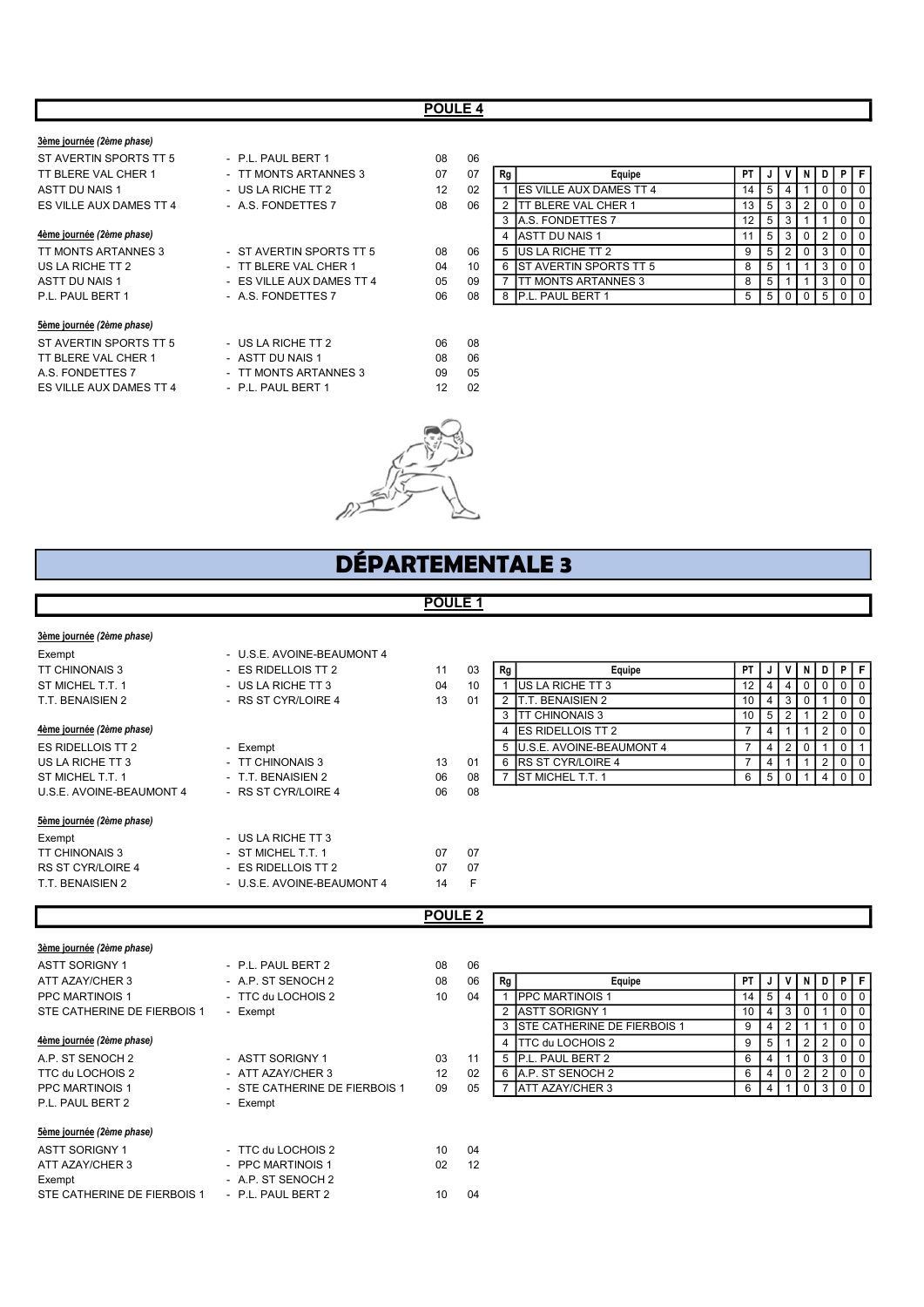## POULE 4

***3ème journée (2ème phase)***

| | | | |
|---|---|---|---|
| ST AVERTIN SPORTS TT 5 | - P.L. PAUL BERT 1 | 08 | 06 |
| TT BLERE VAL CHER 1 | - TT MONTS ARTANNES 3 | 07 | 07 |
| ASTT DU NAIS 1 | - US LA RICHE TT 2 | 12 | 02 |
| ES VILLE AUX DAMES TT 4 | - A.S. FONDETTES 7 | 08 | 06 |

***4ème journée (2ème phase)***

| | | | |
|---|---|---|---|
| TT MONTS ARTANNES 3 | - ST AVERTIN SPORTS TT 5 | 08 | 06 |
| US LA RICHE TT 2 | - TT BLERE VAL CHER 1 | 04 | 10 |
| ASTT DU NAIS 1 | - ES VILLE AUX DAMES TT 4 | 05 | 09 |
| P.L. PAUL BERT 1 | - A.S. FONDETTES 7 | 06 | 08 |

***5ème journée (2ème phase)***

| | | | |
|---|---|---|---|
| ST AVERTIN SPORTS TT 5 | - US LA RICHE TT 2 | 06 | 08 |
| TT BLERE VAL CHER 1 | - ASTT DU NAIS 1 | 08 | 06 |
| A.S. FONDETTES 7 | - TT MONTS ARTANNES 3 | 09 | 05 |
| ES VILLE AUX DAMES TT 4 | - P.L. PAUL BERT 1 | 12 | 02 |

| Rg | Equipe | PT | J | V | N | D | P | F |
|---|---|---|---|---|---|---|---|---|
| 1 | ES VILLE AUX DAMES TT 4 | 14 | 5 | 4 | 1 | 0 | 0 | 0 |
| 2 | TT BLERE VAL CHER 1 | 13 | 5 | 3 | 2 | 0 | 0 | 0 |
| 3 | A.S. FONDETTES 7 | 12 | 5 | 3 | 1 | 1 | 0 | 0 |
| 4 | ASTT DU NAIS 1 | 11 | 5 | 3 | 0 | 2 | 0 | 0 |
| 5 | US LA RICHE TT 2 | 9 | 5 | 2 | 0 | 3 | 0 | 0 |
| 6 | ST AVERTIN SPORTS TT 5 | 8 | 5 | 1 | 1 | 3 | 0 | 0 |
| 7 | TT MONTS ARTANNES 3 | 8 | 5 | 1 | 1 | 3 | 0 | 0 |
| 8 | P.L. PAUL BERT 1 | 5 | 5 | 0 | 0 | 5 | 0 | 0 |

# DÉPARTEMENTALE 3

## POULE 1

***3ème journée (2ème phase)***

| | | | |
|---|---|---|---|
| Exempt | - U.S.E. AVOINE-BEAUMONT 4 | | |
| TT CHINONAIS 3 | - ES RIDELLOIS TT 2 | 11 | 03 |
| ST MICHEL T.T. 1 | - US LA RICHE TT 3 | 04 | 10 |
| T.T. BENAISIEN 2 | - RS ST CYR/LOIRE 4 | 13 | 01 |

***4ème journée (2ème phase)***

| | | | |
|---|---|---|---|
| ES RIDELLOIS TT 2 | - Exempt | | |
| US LA RICHE TT 3 | - TT CHINONAIS 3 | 13 | 01 |
| ST MICHEL T.T. 1 | - T.T. BENAISIEN 2 | 06 | 08 |
| U.S.E. AVOINE-BEAUMONT 4 | - RS ST CYR/LOIRE 4 | 06 | 08 |

***5ème journée (2ème phase)***

| | | | |
|---|---|---|---|
| Exempt | - US LA RICHE TT 3 | | |
| TT CHINONAIS 3 | - ST MICHEL T.T. 1 | 07 | 07 |
| RS ST CYR/LOIRE 4 | - ES RIDELLOIS TT 2 | 07 | 07 |
| T.T. BENAISIEN 2 | - U.S.E. AVOINE-BEAUMONT 4 | 14 | F |

| Rg | Equipe | PT | J | V | N | D | P | F |
|---|---|---|---|---|---|---|---|---|
| 1 | US LA RICHE TT 3 | 12 | 4 | 4 | 0 | 0 | 0 | 0 |
| 2 | T.T. BENAISIEN 2 | 10 | 4 | 3 | 0 | 1 | 0 | 0 |
| 3 | TT CHINONAIS 3 | 10 | 5 | 2 | 1 | 2 | 0 | 0 |
| 4 | ES RIDELLOIS TT 2 | 7 | 4 | 1 | 1 | 2 | 0 | 0 |
| 5 | U.S.E. AVOINE-BEAUMONT 4 | 7 | 4 | 2 | 0 | 1 | 0 | 1 |
| 6 | RS ST CYR/LOIRE 4 | 7 | 4 | 1 | 1 | 2 | 0 | 0 |
| 7 | ST MICHEL T.T. 1 | 6 | 5 | 0 | 1 | 4 | 0 | 0 |

## POULE 2

***3ème journée (2ème phase)***

| | | | |
|---|---|---|---|
| ASTT SORIGNY 1 | - P.L. PAUL BERT 2 | 08 | 06 |
| ATT AZAY/CHER 3 | - A.P. ST SENOCH 2 | 08 | 06 |
| PPC MARTINOIS 1 | - TTC du LOCHOIS 2 | 10 | 04 |
| STE CATHERINE DE FIERBOIS 1 | - Exempt | | |

***4ème journée (2ème phase)***

| | | | |
|---|---|---|---|
| A.P. ST SENOCH 2 | - ASTT SORIGNY 1 | 03 | 11 |
| TTC du LOCHOIS 2 | - ATT AZAY/CHER 3 | 12 | 02 |
| PPC MARTINOIS 1 | - STE CATHERINE DE FIERBOIS 1 | 09 | 05 |
| P.L. PAUL BERT 2 | - Exempt | | |

***5ème journée (2ème phase)***

| | | | |
|---|---|---|---|
| ASTT SORIGNY 1 | - TTC du LOCHOIS 2 | 10 | 04 |
| ATT AZAY/CHER 3 | - PPC MARTINOIS 1 | 02 | 12 |
| Exempt | - A.P. ST SENOCH 2 | | |
| STE CATHERINE DE FIERBOIS 1 | - P.L. PAUL BERT 2 | 10 | 04 |

| Rg | Equipe | PT | J | V | N | D | P | F |
|---|---|---|---|---|---|---|---|---|
| 1 | PPC MARTINOIS 1 | 14 | 5 | 4 | 1 | 0 | 0 | 0 |
| 2 | ASTT SORIGNY 1 | 10 | 4 | 3 | 0 | 1 | 0 | 0 |
| 3 | STE CATHERINE DE FIERBOIS 1 | 9 | 4 | 2 | 1 | 1 | 0 | 0 |
| 4 | TTC du LOCHOIS 2 | 9 | 5 | 1 | 2 | 2 | 0 | 0 |
| 5 | P.L. PAUL BERT 2 | 6 | 4 | 1 | 0 | 3 | 0 | 0 |
| 6 | A.P. ST SENOCH 2 | 6 | 4 | 0 | 2 | 2 | 0 | 0 |
| 7 | ATT AZAY/CHER 3 | 6 | 4 | 1 | 0 | 3 | 0 | 0 |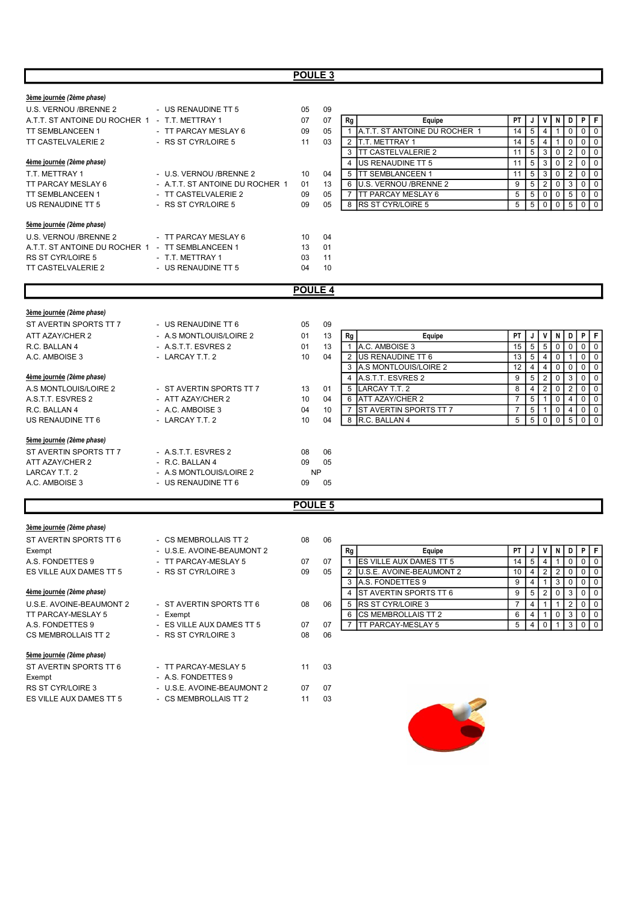## POULE 3

**3ème journée** *(2ème phase)*

| | | | |
|---|---|---|---|
| U.S. VERNOU /BRENNE 2 | - US RENAUDINE TT 5 | 05 | 09 |
| A.T.T. ST ANTOINE DU ROCHER 1 | - T.T. METTRAY 1 | 07 | 07 |
| TT SEMBLANCEEN 1 | - TT PARCAY MESLAY 6 | 09 | 05 |
| TT CASTELVALERIE 2 | - RS ST CYR/LOIRE 5 | 11 | 03 |

**4ème journée** *(2ème phase)*

| | | | |
|---|---|---|---|
| T.T. METTRAY 1 | - U.S. VERNOU /BRENNE 2 | 10 | 04 |
| TT PARCAY MESLAY 6 | - A.T.T. ST ANTOINE DU ROCHER 1 | 01 | 13 |
| TT SEMBLANCEEN 1 | - TT CASTELVALERIE 2 | 09 | 05 |
| US RENAUDINE TT 5 | - RS ST CYR/LOIRE 5 | 09 | 05 |

**5ème journée** *(2ème phase)*

| | | | |
|---|---|---|---|
| U.S. VERNOU /BRENNE 2 | - TT PARCAY MESLAY 6 | 10 | 04 |
| A.T.T. ST ANTOINE DU ROCHER 1 | - TT SEMBLANCEEN 1 | 13 | 01 |
| RS ST CYR/LOIRE 5 | - T.T. METTRAY 1 | 03 | 11 |
| TT CASTELVALERIE 2 | - US RENAUDINE TT 5 | 04 | 10 |

| Rg | Equipe | PT | J | V | N | D | P | F |
|---|---|---|---|---|---|---|---|---|
| 1 | A.T.T. ST ANTOINE DU ROCHER 1 | 14 | 5 | 4 | 1 | 0 | 0 | 0 |
| 2 | T.T. METTRAY 1 | 14 | 5 | 4 | 1 | 0 | 0 | 0 |
| 3 | TT CASTELVALERIE 2 | 11 | 5 | 3 | 0 | 2 | 0 | 0 |
| 4 | US RENAUDINE TT 5 | 11 | 5 | 3 | 0 | 2 | 0 | 0 |
| 5 | TT SEMBLANCEEN 1 | 11 | 5 | 3 | 0 | 2 | 0 | 0 |
| 6 | U.S. VERNOU /BRENNE 2 | 9 | 5 | 2 | 0 | 3 | 0 | 0 |
| 7 | TT PARCAY MESLAY 6 | 5 | 5 | 0 | 0 | 5 | 0 | 0 |
| 8 | RS ST CYR/LOIRE 5 | 5 | 5 | 0 | 0 | 5 | 0 | 0 |

## POULE 4

**3ème journée** *(2ème phase)*

| | | | |
|---|---|---|---|
| ST AVERTIN SPORTS TT 7 | - US RENAUDINE TT 6 | 05 | 09 |
| ATT AZAY/CHER 2 | - A.S MONTLOUIS/LOIRE 2 | 01 | 13 |
| R.C. BALLAN 4 | - A.S.T.T. ESVRES 2 | 01 | 13 |
| A.C. AMBOISE 3 | - LARCAY T.T. 2 | 10 | 04 |

**4ème journée** *(2ème phase)*

| | | | |
|---|---|---|---|
| A.S MONTLOUIS/LOIRE 2 | - ST AVERTIN SPORTS TT 7 | 13 | 01 |
| A.S.T.T. ESVRES 2 | - ATT AZAY/CHER 2 | 10 | 04 |
| R.C. BALLAN 4 | - A.C. AMBOISE 3 | 04 | 10 |
| US RENAUDINE TT 6 | - LARCAY T.T. 2 | 10 | 04 |

**5ème journée** *(2ème phase)*

| | | | |
|---|---|---|---|
| ST AVERTIN SPORTS TT 7 | - A.S.T.T. ESVRES 2 | 08 | 06 |
| ATT AZAY/CHER 2 | - R.C. BALLAN 4 | 09 | 05 |
| LARCAY T.T. 2 | - A.S MONTLOUIS/LOIRE 2 | NP | |
| A.C. AMBOISE 3 | - US RENAUDINE TT 6 | 09 | 05 |

| Rg | Equipe | PT | J | V | N | D | P | F |
|---|---|---|---|---|---|---|---|---|
| 1 | A.C. AMBOISE 3 | 15 | 5 | 5 | 0 | 0 | 0 | 0 |
| 2 | US RENAUDINE TT 6 | 13 | 5 | 4 | 0 | 1 | 0 | 0 |
| 3 | A.S MONTLOUIS/LOIRE 2 | 12 | 4 | 4 | 0 | 0 | 0 | 0 |
| 4 | A.S.T.T. ESVRES 2 | 9 | 5 | 2 | 0 | 3 | 0 | 0 |
| 5 | LARCAY T.T. 2 | 8 | 4 | 2 | 0 | 2 | 0 | 0 |
| 6 | ATT AZAY/CHER 2 | 7 | 5 | 1 | 0 | 4 | 0 | 0 |
| 7 | ST AVERTIN SPORTS TT 7 | 7 | 5 | 1 | 0 | 4 | 0 | 0 |
| 8 | R.C. BALLAN 4 | 5 | 5 | 0 | 0 | 5 | 0 | 0 |

## POULE 5

**3ème journée** *(2ème phase)*

| | | | |
|---|---|---|---|
| ST AVERTIN SPORTS TT 6 | - CS MEMBROLLAIS TT 2 | 08 | 06 |
| Exempt | - U.S.E. AVOINE-BEAUMONT 2 | | |
| A.S. FONDETTES 9 | - TT PARCAY-MESLAY 5 | 07 | 07 |
| ES VILLE AUX DAMES TT 5 | - RS ST CYR/LOIRE 3 | 09 | 05 |

**4ème journée** *(2ème phase)*

| | | | |
|---|---|---|---|
| U.S.E. AVOINE-BEAUMONT 2 | - ST AVERTIN SPORTS TT 6 | 08 | 06 |
| TT PARCAY-MESLAY 5 | - Exempt | | |
| A.S. FONDETTES 9 | - ES VILLE AUX DAMES TT 5 | 07 | 07 |
| CS MEMBROLLAIS TT 2 | - RS ST CYR/LOIRE 3 | 08 | 06 |

**5ème journée** *(2ème phase)*

| | | | |
|---|---|---|---|
| ST AVERTIN SPORTS TT 6 | - TT PARCAY-MESLAY 5 | 11 | 03 |
| Exempt | - A.S. FONDETTES 9 | | |
| RS ST CYR/LOIRE 3 | - U.S.E. AVOINE-BEAUMONT 2 | 07 | 07 |
| ES VILLE AUX DAMES TT 5 | - CS MEMBROLLAIS TT 2 | 11 | 03 |

| Rg | Equipe | PT | J | V | N | D | P | F |
|---|---|---|---|---|---|---|---|---|
| 1 | ES VILLE AUX DAMES TT 5 | 14 | 5 | 4 | 1 | 0 | 0 | 0 |
| 2 | U.S.E. AVOINE-BEAUMONT 2 | 10 | 4 | 2 | 2 | 0 | 0 | 0 |
| 3 | A.S. FONDETTES 9 | 9 | 4 | 1 | 3 | 0 | 0 | 0 |
| 4 | ST AVERTIN SPORTS TT 6 | 9 | 5 | 2 | 0 | 3 | 0 | 0 |
| 5 | RS ST CYR/LOIRE 3 | 7 | 4 | 1 | 1 | 2 | 0 | 0 |
| 6 | CS MEMBROLLAIS TT 2 | 6 | 4 | 1 | 0 | 3 | 0 | 0 |
| 7 | TT PARCAY-MESLAY 5 | 5 | 4 | 0 | 1 | 3 | 0 | 0 |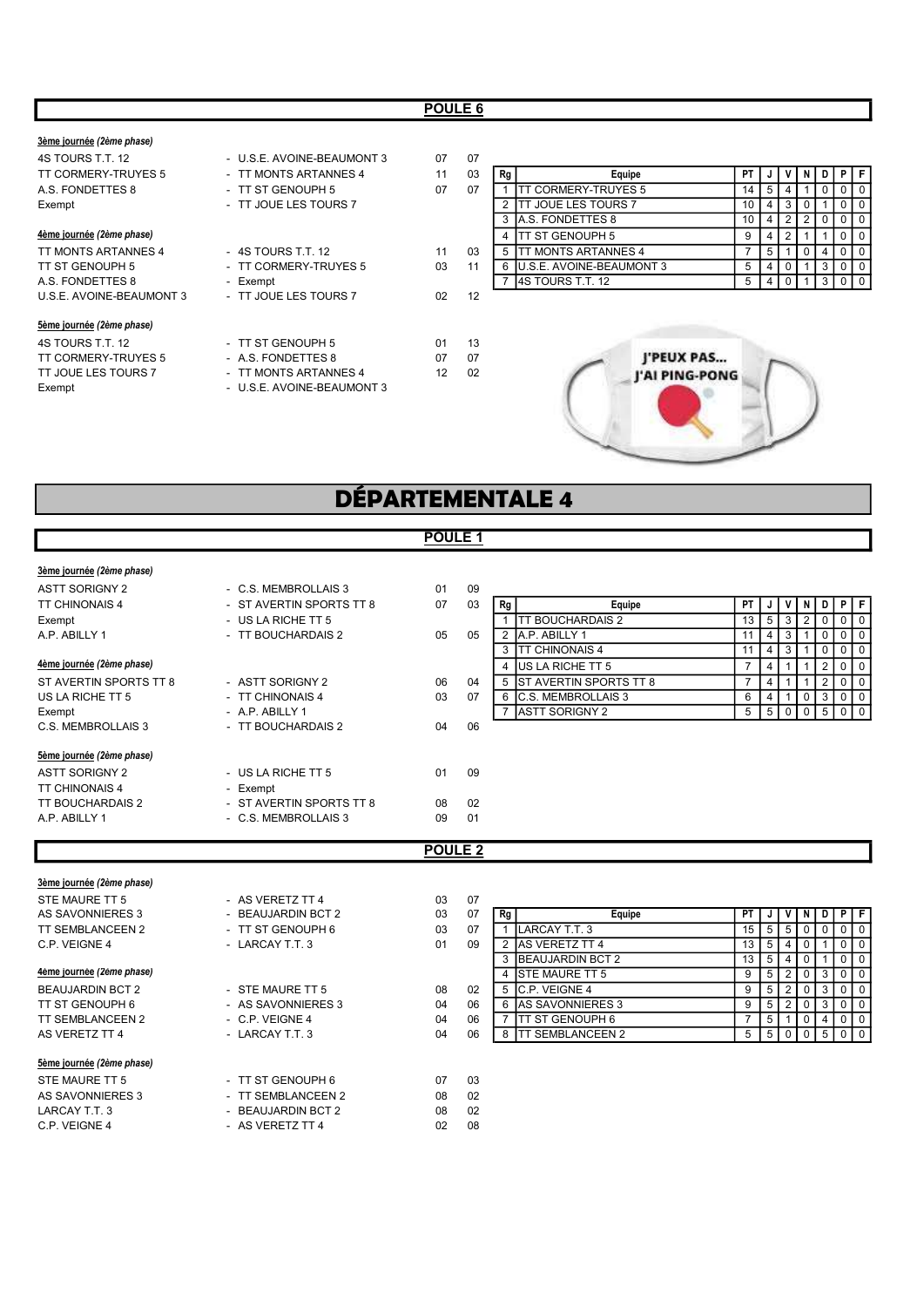## POULE 6

**3ème journée** *(2ème phase)*

| | | | |
|---|---|---|---|
| 4S TOURS T.T. 12 | - U.S.E. AVOINE-BEAUMONT 3 | 07 | 07 |
| TT CORMERY-TRUYES 5 | - TT MONTS ARTANNES 4 | 11 | 03 |
| A.S. FONDETTES 8 | - TT ST GENOUPH 5 | 07 | 07 |
| Exempt | - TT JOUE LES TOURS 7 | | |

**4ème journée** *(2ème phase)*

| | | | |
|---|---|---|---|
| TT MONTS ARTANNES 4 | - 4S TOURS T.T. 12 | 11 | 03 |
| TT ST GENOUPH 5 | - TT CORMERY-TRUYES 5 | 03 | 11 |
| A.S. FONDETTES 8 | - Exempt | | |
| U.S.E. AVOINE-BEAUMONT 3 | - TT JOUE LES TOURS 7 | 02 | 12 |

**5ème journée** *(2ème phase)*

| | | | |
|---|---|---|---|
| 4S TOURS T.T. 12 | - TT ST GENOUPH 5 | 01 | 13 |
| TT CORMERY-TRUYES 5 | - A.S. FONDETTES 8 | 07 | 07 |
| TT JOUE LES TOURS 7 | - TT MONTS ARTANNES 4 | 12 | 02 |
| Exempt | - U.S.E. AVOINE-BEAUMONT 3 | | |

| Rg | Equipe | PT | J | V | N | D | P | F |
|---|---|---|---|---|---|---|---|---|
| 1 | TT CORMERY-TRUYES 5 | 14 | 5 | 4 | 1 | 0 | 0 | 0 |
| 2 | TT JOUE LES TOURS 7 | 10 | 4 | 3 | 0 | 1 | 0 | 0 |
| 3 | A.S. FONDETTES 8 | 10 | 4 | 2 | 2 | 0 | 0 | 0 |
| 4 | TT ST GENOUPH 5 | 9 | 4 | 2 | 1 | 1 | 0 | 0 |
| 5 | TT MONTS ARTANNES 4 | 7 | 5 | 1 | 0 | 4 | 0 | 0 |
| 6 | U.S.E. AVOINE-BEAUMONT 3 | 5 | 4 | 0 | 1 | 3 | 0 | 0 |
| 7 | 4S TOURS T.T. 12 | 5 | 4 | 0 | 1 | 3 | 0 | 0 |

# DÉPARTEMENTALE 4

## POULE 1

**3ème journée** *(2ème phase)*

| | | | |
|---|---|---|---|
| ASTT SORIGNY 2 | - C.S. MEMBROLLAIS 3 | 01 | 09 |
| TT CHINONAIS 4 | - ST AVERTIN SPORTS TT 8 | 07 | 03 |
| Exempt | - US LA RICHE TT 5 | | |
| A.P. ABILLY 1 | - TT BOUCHARDAIS 2 | 05 | 05 |

**4ème journée** *(2ème phase)*

| | | | |
|---|---|---|---|
| ST AVERTIN SPORTS TT 8 | - ASTT SORIGNY 2 | 06 | 04 |
| US LA RICHE TT 5 | - TT CHINONAIS 4 | 03 | 07 |
| Exempt | - A.P. ABILLY 1 | | |
| C.S. MEMBROLLAIS 3 | - TT BOUCHARDAIS 2 | 04 | 06 |

**5ème journée** *(2ème phase)*

| | | | |
|---|---|---|---|
| ASTT SORIGNY 2 | - US LA RICHE TT 5 | 01 | 09 |
| TT CHINONAIS 4 | - Exempt | | |
| TT BOUCHARDAIS 2 | - ST AVERTIN SPORTS TT 8 | 08 | 02 |
| A.P. ABILLY 1 | - C.S. MEMBROLLAIS 3 | 09 | 01 |

| Rg | Equipe | PT | J | V | N | D | P | F |
|---|---|---|---|---|---|---|---|---|
| 1 | TT BOUCHARDAIS 2 | 13 | 5 | 3 | 2 | 0 | 0 | 0 |
| 2 | A.P. ABILLY 1 | 11 | 4 | 3 | 1 | 0 | 0 | 0 |
| 3 | TT CHINONAIS 4 | 11 | 4 | 3 | 1 | 0 | 0 | 0 |
| 4 | US LA RICHE TT 5 | 7 | 4 | 1 | 1 | 2 | 0 | 0 |
| 5 | ST AVERTIN SPORTS TT 8 | 7 | 4 | 1 | 1 | 2 | 0 | 0 |
| 6 | C.S. MEMBROLLAIS 3 | 6 | 4 | 1 | 0 | 3 | 0 | 0 |
| 7 | ASTT SORIGNY 2 | 5 | 5 | 0 | 0 | 5 | 0 | 0 |

## POULE 2

**3ème journée** *(2ème phase)*

| | | | |
|---|---|---|---|
| STE MAURE TT 5 | - AS VERETZ TT 4 | 03 | 07 |
| AS SAVONNIERES 3 | - BEAUJARDIN BCT 2 | 03 | 07 |
| TT SEMBLANCEEN 2 | - TT ST GENOUPH 6 | 03 | 07 |
| C.P. VEIGNE 4 | - LARCAY T.T. 3 | 01 | 09 |

**4ème journée** *(2ème phase)*

| | | | |
|---|---|---|---|
| BEAUJARDIN BCT 2 | - STE MAURE TT 5 | 08 | 02 |
| TT ST GENOUPH 6 | - AS SAVONNIERES 3 | 04 | 06 |
| TT SEMBLANCEEN 2 | - C.P. VEIGNE 4 | 04 | 06 |
| AS VERETZ TT 4 | - LARCAY T.T. 3 | 04 | 06 |

**5ème journée** *(2ème phase)*

| | | | |
|---|---|---|---|
| STE MAURE TT 5 | - TT ST GENOUPH 6 | 07 | 03 |
| AS SAVONNIERES 3 | - TT SEMBLANCEEN 2 | 08 | 02 |
| LARCAY T.T. 3 | - BEAUJARDIN BCT 2 | 08 | 02 |
| C.P. VEIGNE 4 | - AS VERETZ TT 4 | 02 | 08 |

| Rg | Equipe | PT | J | V | N | D | P | F |
|---|---|---|---|---|---|---|---|---|
| 1 | LARCAY T.T. 3 | 15 | 5 | 5 | 0 | 0 | 0 | 0 |
| 2 | AS VERETZ TT 4 | 13 | 5 | 4 | 0 | 1 | 0 | 0 |
| 3 | BEAUJARDIN BCT 2 | 13 | 5 | 4 | 0 | 1 | 0 | 0 |
| 4 | STE MAURE TT 5 | 9 | 5 | 2 | 0 | 3 | 0 | 0 |
| 5 | C.P. VEIGNE 4 | 9 | 5 | 2 | 0 | 3 | 0 | 0 |
| 6 | AS SAVONNIERES 3 | 9 | 5 | 2 | 0 | 3 | 0 | 0 |
| 7 | TT ST GENOUPH 6 | 7 | 5 | 1 | 0 | 4 | 0 | 0 |
| 8 | TT SEMBLANCEEN 2 | 5 | 5 | 0 | 0 | 5 | 0 | 0 |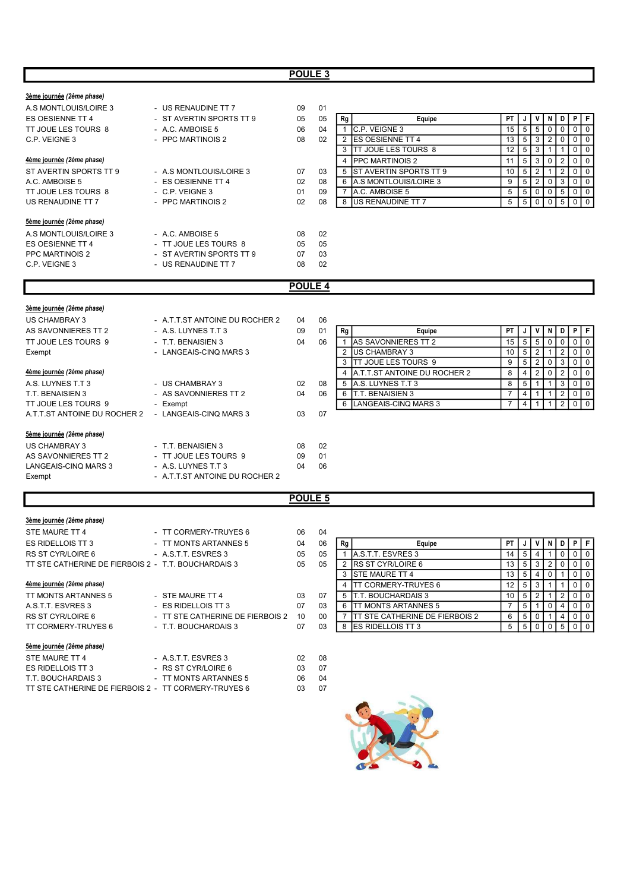## POULE 3

***3ème journée** (2ème phase)*

| | | | |
|---|---|---|---|
| A.S MONTLOUIS/LOIRE 3 | - US RENAUDINE TT 7 | 09 | 01 |
| ES OESIENNE TT 4 | - ST AVERTIN SPORTS TT 9 | 05 | 05 |
| TT JOUE LES TOURS 8 | - A.C. AMBOISE 5 | 06 | 04 |
| C.P. VEIGNE 3 | - PPC MARTINOIS 2 | 08 | 02 |

***4ème journée** (2ème phase)*

| | | | |
|---|---|---|---|
| ST AVERTIN SPORTS TT 9 | - A.S MONTLOUIS/LOIRE 3 | 07 | 03 |
| A.C. AMBOISE 5 | - ES OESIENNE TT 4 | 02 | 08 |
| TT JOUE LES TOURS 8 | - C.P. VEIGNE 3 | 01 | 09 |
| US RENAUDINE TT 7 | - PPC MARTINOIS 2 | 02 | 08 |

***5ème journée** (2ème phase)*

| | | | |
|---|---|---|---|
| A.S MONTLOUIS/LOIRE 3 | - A.C. AMBOISE 5 | 08 | 02 |
| ES OESIENNE TT 4 | - TT JOUE LES TOURS 8 | 05 | 05 |
| PPC MARTINOIS 2 | - ST AVERTIN SPORTS TT 9 | 07 | 03 |
| C.P. VEIGNE 3 | - US RENAUDINE TT 7 | 08 | 02 |

| Rg | Equipe | PT | J | V | N | D | P | F |
|---|---|---|---|---|---|---|---|---|
| 1 | C.P. VEIGNE 3 | 15 | 5 | 5 | 0 | 0 | 0 | 0 |
| 2 | ES OESIENNE TT 4 | 13 | 5 | 3 | 2 | 0 | 0 | 0 |
| 3 | TT JOUE LES TOURS 8 | 12 | 5 | 3 | 1 | 1 | 0 | 0 |
| 4 | PPC MARTINOIS 2 | 11 | 5 | 3 | 0 | 2 | 0 | 0 |
| 5 | ST AVERTIN SPORTS TT 9 | 10 | 5 | 2 | 1 | 2 | 0 | 0 |
| 6 | A.S MONTLOUIS/LOIRE 3 | 9 | 5 | 2 | 0 | 3 | 0 | 0 |
| 7 | A.C. AMBOISE 5 | 5 | 5 | 0 | 0 | 5 | 0 | 0 |
| 8 | US RENAUDINE TT 7 | 5 | 5 | 0 | 0 | 5 | 0 | 0 |

## POULE 4

***3ème journée** (2ème phase)*

| | | | |
|---|---|---|---|
| US CHAMBRAY 3 | - A.T.T.ST ANTOINE DU ROCHER 2 | 04 | 06 |
| AS SAVONNIERES TT 2 | - A.S. LUYNES T.T 3 | 09 | 01 |
| TT JOUE LES TOURS 9 | - T.T. BENAISIEN 3 | 04 | 06 |
| Exempt | - LANGEAIS-CINQ MARS 3 | | |

***4ème journée** (2ème phase)*

| | | | |
|---|---|---|---|
| A.S. LUYNES T.T 3 | - US CHAMBRAY 3 | 02 | 08 |
| T.T. BENAISIEN 3 | - AS SAVONNIERES TT 2 | 04 | 06 |
| TT JOUE LES TOURS 9 | - Exempt | | |
| A.T.T.ST ANTOINE DU ROCHER 2 | - LANGEAIS-CINQ MARS 3 | 03 | 07 |

***5ème journée** (2ème phase)*

| | | | |
|---|---|---|---|
| US CHAMBRAY 3 | - T.T. BENAISIEN 3 | 08 | 02 |
| AS SAVONNIERES TT 2 | - TT JOUE LES TOURS 9 | 09 | 01 |
| LANGEAIS-CINQ MARS 3 | - A.S. LUYNES T.T 3 | 04 | 06 |
| Exempt | - A.T.T.ST ANTOINE DU ROCHER 2 | | |

| Rg | Equipe | PT | J | V | N | D | P | F |
|---|---|---|---|---|---|---|---|---|
| 1 | AS SAVONNIERES TT 2 | 15 | 5 | 5 | 0 | 0 | 0 | 0 |
| 2 | US CHAMBRAY 3 | 10 | 5 | 2 | 1 | 2 | 0 | 0 |
| 3 | TT JOUE LES TOURS 9 | 9 | 5 | 2 | 0 | 3 | 0 | 0 |
| 4 | A.T.T.ST ANTOINE DU ROCHER 2 | 8 | 4 | 2 | 0 | 2 | 0 | 0 |
| 5 | A.S. LUYNES T.T 3 | 8 | 5 | 1 | 1 | 3 | 0 | 0 |
| 6 | T.T. BENAISIEN 3 | 7 | 4 | 1 | 1 | 2 | 0 | 0 |
| 6 | LANGEAIS-CINQ MARS 3 | 7 | 4 | 1 | 1 | 2 | 0 | 0 |

## POULE 5

***3ème journée** (2ème phase)*

| | | | |
|---|---|---|---|
| STE MAURE TT 4 | - TT CORMERY-TRUYES 6 | 06 | 04 |
| ES RIDELLOIS TT 3 | - TT MONTS ARTANNES 5 | 04 | 06 |
| RS ST CYR/LOIRE 6 | - A.S.T.T. ESVRES 3 | 05 | 05 |
| TT STE CATHERINE DE FIERBOIS 2 | - T.T. BOUCHARDAIS 3 | 05 | 05 |

***4ème journée** (2ème phase)*

| | | | |
|---|---|---|---|
| TT MONTS ARTANNES 5 | - STE MAURE TT 4 | 03 | 07 |
| A.S.T.T. ESVRES 3 | - ES RIDELLOIS TT 3 | 07 | 03 |
| RS ST CYR/LOIRE 6 | - TT STE CATHERINE DE FIERBOIS 2 | 10 | 00 |
| TT CORMERY-TRUYES 6 | - T.T. BOUCHARDAIS 3 | 07 | 03 |

***5ème journée** (2ème phase)*

| | | | |
|---|---|---|---|
| STE MAURE TT 4 | - A.S.T.T. ESVRES 3 | 02 | 08 |
| ES RIDELLOIS TT 3 | - RS ST CYR/LOIRE 6 | 03 | 07 |
| T.T. BOUCHARDAIS 3 | - TT MONTS ARTANNES 5 | 06 | 04 |
| TT STE CATHERINE DE FIERBOIS 2 | - TT CORMERY-TRUYES 6 | 03 | 07 |

| Rg | Equipe | PT | J | V | N | D | P | F |
|---|---|---|---|---|---|---|---|---|
| 1 | A.S.T.T. ESVRES 3 | 14 | 5 | 4 | 1 | 0 | 0 | 0 |
| 2 | RS ST CYR/LOIRE 6 | 13 | 5 | 3 | 2 | 0 | 0 | 0 |
| 3 | STE MAURE TT 4 | 13 | 5 | 4 | 0 | 1 | 0 | 0 |
| 4 | TT CORMERY-TRUYES 6 | 12 | 5 | 3 | 1 | 1 | 0 | 0 |
| 5 | T.T. BOUCHARDAIS 3 | 10 | 5 | 2 | 1 | 2 | 0 | 0 |
| 6 | TT MONTS ARTANNES 5 | 7 | 5 | 1 | 0 | 4 | 0 | 0 |
| 7 | TT STE CATHERINE DE FIERBOIS 2 | 6 | 5 | 0 | 1 | 4 | 0 | 0 |
| 8 | ES RIDELLOIS TT 3 | 5 | 5 | 0 | 0 | 5 | 0 | 0 |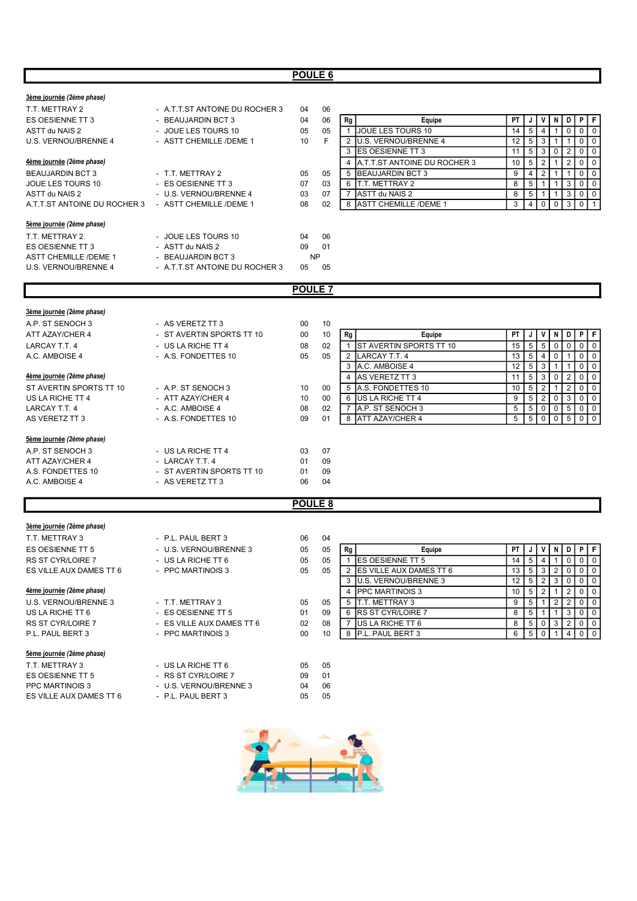## POULE 6

**3ème journée** *(2ème phase)*

| | | | |
|---|---|---|---|
| T.T. METTRAY 2 | - A.T.T.ST ANTOINE DU ROCHER 3 | 04 | 06 |
| ES OESIENNE TT 3 | - BEAUJARDIN BCT 3 | 04 | 06 |
| ASTT du NAIS 2 | - JOUE LES TOURS 10 | 05 | 05 |
| U.S. VERNOU/BRENNE 4 | - ASTT CHEMILLE /DEME 1 | 10 | F |

**4ème journée** *(2ème phase)*

| | | | |
|---|---|---|---|
| BEAUJARDIN BCT 3 | - T.T. METTRAY 2 | 05 | 05 |
| JOUE LES TOURS 10 | - ES OESIENNE TT 3 | 07 | 03 |
| ASTT du NAIS 2 | - U.S. VERNOU/BRENNE 4 | 03 | 07 |
| A.T.T.ST ANTOINE DU ROCHER 3 | - ASTT CHEMILLE /DEME 1 | 08 | 02 |

**5ème journée** *(2ème phase)*

| | | | |
|---|---|---|---|
| T.T. METTRAY 2 | - JOUE LES TOURS 10 | 04 | 06 |
| ES OESIENNE TT 3 | - ASTT du NAIS 2 | 09 | 01 |
| ASTT CHEMILLE /DEME 1 | - BEAUJARDIN BCT 3 | NP | |
| U.S. VERNOU/BRENNE 4 | - A.T.T.ST ANTOINE DU ROCHER 3 | 05 | 05 |

| Rg | Equipe | PT | J | V | N | D | P | F |
|---|---|---|---|---|---|---|---|---|
| 1 | JOUE LES TOURS 10 | 14 | 5 | 4 | 1 | 0 | 0 | 0 |
| 2 | U.S. VERNOU/BRENNE 4 | 12 | 5 | 3 | 1 | 1 | 0 | 0 |
| 3 | ES OESIENNE TT 3 | 11 | 5 | 3 | 0 | 2 | 0 | 0 |
| 4 | A.T.T.ST ANTOINE DU ROCHER 3 | 10 | 5 | 2 | 1 | 2 | 0 | 0 |
| 5 | BEAUJARDIN BCT 3 | 9 | 4 | 2 | 1 | 1 | 0 | 0 |
| 6 | T.T. METTRAY 2 | 8 | 5 | 1 | 1 | 3 | 0 | 0 |
| 7 | ASTT du NAIS 2 | 8 | 5 | 1 | 1 | 3 | 0 | 0 |
| 8 | ASTT CHEMILLE /DEME 1 | 3 | 4 | 0 | 0 | 3 | 0 | 1 |

## POULE 7

**3ème journée** *(2ème phase)*

| | | | |
|---|---|---|---|
| A.P. ST SENOCH 3 | - AS VERETZ TT 3 | 00 | 10 |
| ATT AZAY/CHER 4 | - ST AVERTIN SPORTS TT 10 | 00 | 10 |
| LARCAY T.T. 4 | - US LA RICHE TT 4 | 08 | 02 |
| A.C. AMBOISE 4 | - A.S. FONDETTES 10 | 05 | 05 |

**4ème journée** *(2ème phase)*

| | | | |
|---|---|---|---|
| ST AVERTIN SPORTS TT 10 | - A.P. ST SENOCH 3 | 10 | 00 |
| US LA RICHE TT 4 | - ATT AZAY/CHER 4 | 10 | 00 |
| LARCAY T.T. 4 | - A.C. AMBOISE 4 | 08 | 02 |
| AS VERETZ TT 3 | - A.S. FONDETTES 10 | 09 | 01 |

**5ème journée** *(2ème phase)*

| | | | |
|---|---|---|---|
| A.P. ST SENOCH 3 | - US LA RICHE TT 4 | 03 | 07 |
| ATT AZAY/CHER 4 | - LARCAY T.T. 4 | 01 | 09 |
| A.S. FONDETTES 10 | - ST AVERTIN SPORTS TT 10 | 01 | 09 |
| A.C. AMBOISE 4 | - AS VERETZ TT 3 | 06 | 04 |

| Rg | Equipe | PT | J | V | N | D | P | F |
|---|---|---|---|---|---|---|---|---|
| 1 | ST AVERTIN SPORTS TT 10 | 15 | 5 | 5 | 0 | 0 | 0 | 0 |
| 2 | LARCAY T.T. 4 | 13 | 5 | 4 | 0 | 1 | 0 | 0 |
| 3 | A.C. AMBOISE 4 | 12 | 5 | 3 | 1 | 1 | 0 | 0 |
| 4 | AS VERETZ TT 3 | 11 | 5 | 3 | 0 | 2 | 0 | 0 |
| 5 | A.S. FONDETTES 10 | 10 | 5 | 2 | 1 | 2 | 0 | 0 |
| 6 | US LA RICHE TT 4 | 9 | 5 | 2 | 0 | 3 | 0 | 0 |
| 7 | A.P. ST SENOCH 3 | 5 | 5 | 0 | 0 | 5 | 0 | 0 |
| 8 | ATT AZAY/CHER 4 | 5 | 5 | 0 | 0 | 5 | 0 | 0 |

## POULE 8

**3ème journée** *(2ème phase)*

| | | | |
|---|---|---|---|
| T.T. METTRAY 3 | - P.L. PAUL BERT 3 | 06 | 04 |
| ES OESIENNE TT 5 | - U.S. VERNOU/BRENNE 3 | 05 | 05 |
| RS ST CYR/LOIRE 7 | - US LA RICHE TT 6 | 05 | 05 |
| ES VILLE AUX DAMES TT 6 | - PPC MARTINOIS 3 | 05 | 05 |

**4ème journée** *(2ème phase)*

| | | | |
|---|---|---|---|
| U.S. VERNOU/BRENNE 3 | - T.T. METTRAY 3 | 05 | 05 |
| US LA RICHE TT 6 | - ES OESIENNE TT 5 | 01 | 09 |
| RS ST CYR/LOIRE 7 | - ES VILLE AUX DAMES TT 6 | 02 | 08 |
| P.L. PAUL BERT 3 | - PPC MARTINOIS 3 | 00 | 10 |

**5ème journée** *(2ème phase)*

| | | | |
|---|---|---|---|
| T.T. METTRAY 3 | - US LA RICHE TT 6 | 05 | 05 |
| ES OESIENNE TT 5 | - RS ST CYR/LOIRE 7 | 09 | 01 |
| PPC MARTINOIS 3 | - U.S. VERNOU/BRENNE 3 | 04 | 06 |
| ES VILLE AUX DAMES TT 6 | - P.L. PAUL BERT 3 | 05 | 05 |

| Rg | Equipe | PT | J | V | N | D | P | F |
|---|---|---|---|---|---|---|---|---|
| 1 | ES OESIENNE TT 5 | 14 | 5 | 4 | 1 | 0 | 0 | 0 |
| 2 | ES VILLE AUX DAMES TT 6 | 13 | 5 | 3 | 2 | 0 | 0 | 0 |
| 3 | U.S. VERNOU/BRENNE 3 | 12 | 5 | 2 | 3 | 0 | 0 | 0 |
| 4 | PPC MARTINOIS 3 | 10 | 5 | 2 | 1 | 2 | 0 | 0 |
| 5 | T.T. METTRAY 3 | 9 | 5 | 1 | 2 | 2 | 0 | 0 |
| 6 | RS ST CYR/LOIRE 7 | 8 | 5 | 1 | 1 | 3 | 0 | 0 |
| 7 | US LA RICHE TT 6 | 8 | 5 | 0 | 3 | 2 | 0 | 0 |
| 8 | P.L. PAUL BERT 3 | 6 | 5 | 0 | 1 | 4 | 0 | 0 |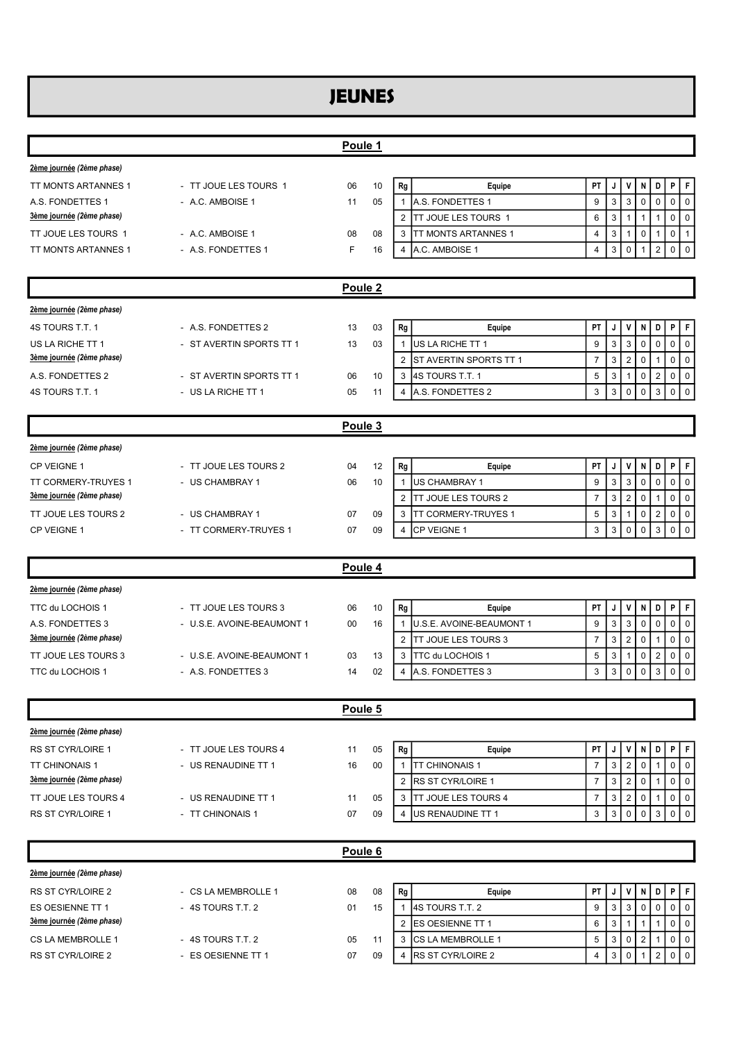# JEUNES

## Poule 1

**2ème journée** *(2ème phase)*

| | | | |
|---|---|---|---|
| TT MONTS ARTANNES 1 | - TT JOUE LES TOURS 1 | 06 | 10 |
| A.S. FONDETTES 1 | - A.C. AMBOISE 1 | 11 | 05 |

**3ème journée** *(2ème phase)*

| | | | |
|---|---|---|---|
| TT JOUE LES TOURS 1 | - A.C. AMBOISE 1 | 08 | 08 |
| TT MONTS ARTANNES 1 | - A.S. FONDETTES 1 | F | 16 |

| Rg | Equipe | PT | J | V | N | D | P | F |
|---|---|---|---|---|---|---|---|---|
| 1 | A.S. FONDETTES 1 | 9 | 3 | 3 | 0 | 0 | 0 | 0 |
| 2 | TT JOUE LES TOURS 1 | 6 | 3 | 1 | 1 | 1 | 0 | 0 |
| 3 | TT MONTS ARTANNES 1 | 4 | 3 | 1 | 0 | 1 | 0 | 1 |
| 4 | A.C. AMBOISE 1 | 4 | 3 | 0 | 1 | 2 | 0 | 0 |

## Poule 2

**2ème journée** *(2ème phase)*

| | | | |
|---|---|---|---|
| 4S TOURS T.T. 1 | - A.S. FONDETTES 2 | 13 | 03 |
| US LA RICHE TT 1 | - ST AVERTIN SPORTS TT 1 | 13 | 03 |

**3ème journée** *(2ème phase)*

| | | | |
|---|---|---|---|
| A.S. FONDETTES 2 | - ST AVERTIN SPORTS TT 1 | 06 | 10 |
| 4S TOURS T.T. 1 | - US LA RICHE TT 1 | 05 | 11 |

| Rg | Equipe | PT | J | V | N | D | P | F |
|---|---|---|---|---|---|---|---|---|
| 1 | US LA RICHE TT 1 | 9 | 3 | 3 | 0 | 0 | 0 | 0 |
| 2 | ST AVERTIN SPORTS TT 1 | 7 | 3 | 2 | 0 | 1 | 0 | 0 |
| 3 | 4S TOURS T.T. 1 | 5 | 3 | 1 | 0 | 2 | 0 | 0 |
| 4 | A.S. FONDETTES 2 | 3 | 3 | 0 | 0 | 3 | 0 | 0 |

## Poule 3

**2ème journée** *(2ème phase)*

| | | | |
|---|---|---|---|
| CP VEIGNE 1 | - TT JOUE LES TOURS 2 | 04 | 12 |
| TT CORMERY-TRUYES 1 | - US CHAMBRAY 1 | 06 | 10 |

**3ème journée** *(2ème phase)*

| | | | |
|---|---|---|---|
| TT JOUE LES TOURS 2 | - US CHAMBRAY 1 | 07 | 09 |
| CP VEIGNE 1 | - TT CORMERY-TRUYES 1 | 07 | 09 |

| Rg | Equipe | PT | J | V | N | D | P | F |
|---|---|---|---|---|---|---|---|---|
| 1 | US CHAMBRAY 1 | 9 | 3 | 3 | 0 | 0 | 0 | 0 |
| 2 | TT JOUE LES TOURS 2 | 7 | 3 | 2 | 0 | 1 | 0 | 0 |
| 3 | TT CORMERY-TRUYES 1 | 5 | 3 | 1 | 0 | 2 | 0 | 0 |
| 4 | CP VEIGNE 1 | 3 | 3 | 0 | 0 | 3 | 0 | 0 |

## Poule 4

**2ème journée** *(2ème phase)*

| | | | |
|---|---|---|---|
| TTC du LOCHOIS 1 | - TT JOUE LES TOURS 3 | 06 | 10 |
| A.S. FONDETTES 3 | - U.S.E. AVOINE-BEAUMONT 1 | 00 | 16 |

**3ème journée** *(2ème phase)*

| | | | |
|---|---|---|---|
| TT JOUE LES TOURS 3 | - U.S.E. AVOINE-BEAUMONT 1 | 03 | 13 |
| TTC du LOCHOIS 1 | - A.S. FONDETTES 3 | 14 | 02 |

| Rg | Equipe | PT | J | V | N | D | P | F |
|---|---|---|---|---|---|---|---|---|
| 1 | U.S.E. AVOINE-BEAUMONT 1 | 9 | 3 | 3 | 0 | 0 | 0 | 0 |
| 2 | TT JOUE LES TOURS 3 | 7 | 3 | 2 | 0 | 1 | 0 | 0 |
| 3 | TTC du LOCHOIS 1 | 5 | 3 | 1 | 0 | 2 | 0 | 0 |
| 4 | A.S. FONDETTES 3 | 3 | 3 | 0 | 0 | 3 | 0 | 0 |

## Poule 5

**2ème journée** *(2ème phase)*

| | | | |
|---|---|---|---|
| RS ST CYR/LOIRE 1 | - TT JOUE LES TOURS 4 | 11 | 05 |
| TT CHINONAIS 1 | - US RENAUDINE TT 1 | 16 | 00 |

**3ème journée** *(2ème phase)*

| | | | |
|---|---|---|---|
| TT JOUE LES TOURS 4 | - US RENAUDINE TT 1 | 11 | 05 |
| RS ST CYR/LOIRE 1 | - TT CHINONAIS 1 | 07 | 09 |

| Rg | Equipe | PT | J | V | N | D | P | F |
|---|---|---|---|---|---|---|---|---|
| 1 | TT CHINONAIS 1 | 7 | 3 | 2 | 0 | 1 | 0 | 0 |
| 2 | RS ST CYR/LOIRE 1 | 7 | 3 | 2 | 0 | 1 | 0 | 0 |
| 3 | TT JOUE LES TOURS 4 | 7 | 3 | 2 | 0 | 1 | 0 | 0 |
| 4 | US RENAUDINE TT 1 | 3 | 3 | 0 | 0 | 3 | 0 | 0 |

## Poule 6

**2ème journée** *(2ème phase)*

| | | | |
|---|---|---|---|
| RS ST CYR/LOIRE 2 | - CS LA MEMBROLLE 1 | 08 | 08 |
| ES OESIENNE TT 1 | - 4S TOURS T.T. 2 | 01 | 15 |

**3ème journée** *(2ème phase)*

| | | | |
|---|---|---|---|
| CS LA MEMBROLLE 1 | - 4S TOURS T.T. 2 | 05 | 11 |
| RS ST CYR/LOIRE 2 | - ES OESIENNE TT 1 | 07 | 09 |

| Rg | Equipe | PT | J | V | N | D | P | F |
|---|---|---|---|---|---|---|---|---|
| 1 | 4S TOURS T.T. 2 | 9 | 3 | 3 | 0 | 0 | 0 | 0 |
| 2 | ES OESIENNE TT 1 | 6 | 3 | 1 | 1 | 1 | 0 | 0 |
| 3 | CS LA MEMBROLLE 1 | 5 | 3 | 0 | 2 | 1 | 0 | 0 |
| 4 | RS ST CYR/LOIRE 2 | 4 | 3 | 0 | 1 | 2 | 0 | 0 |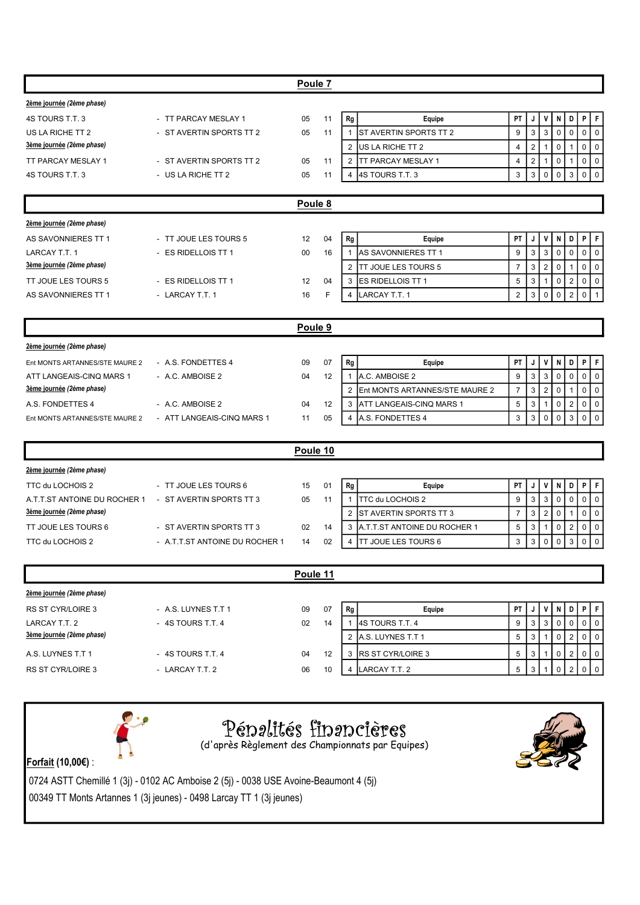## Poule 7

***2ème journée (2ème phase)***

| | | | |
|---|---|---|---|
| 4S TOURS T.T. 3 | - TT PARCAY MESLAY 1 | 05 | 11 |
| US LA RICHE TT 2 | - ST AVERTIN SPORTS TT 2 | 05 | 11 |

***3ème journée (2ème phase)***

| | | | |
|---|---|---|---|
| TT PARCAY MESLAY 1 | - ST AVERTIN SPORTS TT 2 | 05 | 11 |
| 4S TOURS T.T. 3 | - US LA RICHE TT 2 | 05 | 11 |

| Rg | Equipe | PT | J | V | N | D | P | F |
|---|---|---|---|---|---|---|---|---|
| 1 | ST AVERTIN SPORTS TT 2 | 9 | 3 | 3 | 0 | 0 | 0 | 0 |
| 2 | US LA RICHE TT 2 | 4 | 2 | 1 | 0 | 1 | 0 | 0 |
| 2 | TT PARCAY MESLAY 1 | 4 | 2 | 1 | 0 | 1 | 0 | 0 |
| 4 | 4S TOURS T.T. 3 | 3 | 3 | 0 | 0 | 3 | 0 | 0 |

## Poule 8

***2ème journée (2ème phase)***

| | | | |
|---|---|---|---|
| AS SAVONNIERES TT 1 | - TT JOUE LES TOURS 5 | 12 | 04 |
| LARCAY T.T. 1 | - ES RIDELLOIS TT 1 | 00 | 16 |

***3ème journée (2ème phase)***

| | | | |
|---|---|---|---|
| TT JOUE LES TOURS 5 | - ES RIDELLOIS TT 1 | 12 | 04 |
| AS SAVONNIERES TT 1 | - LARCAY T.T. 1 | 16 | F |

| Rg | Equipe | PT | J | V | N | D | P | F |
|---|---|---|---|---|---|---|---|---|
| 1 | AS SAVONNIERES TT 1 | 9 | 3 | 3 | 0 | 0 | 0 | 0 |
| 2 | TT JOUE LES TOURS 5 | 7 | 3 | 2 | 0 | 1 | 0 | 0 |
| 3 | ES RIDELLOIS TT 1 | 5 | 3 | 1 | 0 | 2 | 0 | 0 |
| 4 | LARCAY T.T. 1 | 2 | 3 | 0 | 0 | 2 | 0 | 1 |

## Poule 9

***2ème journée (2ème phase)***

| | | | |
|---|---|---|---|
| Ent MONTS ARTANNES/STE MAURE 2 | - A.S. FONDETTES 4 | 09 | 07 |
| ATT LANGEAIS-CINQ MARS 1 | - A.C. AMBOISE 2 | 04 | 12 |

***3ème journée (2ème phase)***

| | | | |
|---|---|---|---|
| A.S. FONDETTES 4 | - A.C. AMBOISE 2 | 04 | 12 |
| Ent MONTS ARTANNES/STE MAURE 2 | - ATT LANGEAIS-CINQ MARS 1 | 11 | 05 |

| Rg | Equipe | PT | J | V | N | D | P | F |
|---|---|---|---|---|---|---|---|---|
| 1 | A.C. AMBOISE 2 | 9 | 3 | 3 | 0 | 0 | 0 | 0 |
| 2 | Ent MONTS ARTANNES/STE MAURE 2 | 7 | 3 | 2 | 0 | 1 | 0 | 0 |
| 3 | ATT LANGEAIS-CINQ MARS 1 | 5 | 3 | 1 | 0 | 2 | 0 | 0 |
| 4 | A.S. FONDETTES 4 | 3 | 3 | 0 | 0 | 3 | 0 | 0 |

## Poule 10

***2ème journée (2ème phase)***

| | | | |
|---|---|---|---|
| TTC du LOCHOIS 2 | - TT JOUE LES TOURS 6 | 15 | 01 |
| A.T.T.ST ANTOINE DU ROCHER 1 | - ST AVERTIN SPORTS TT 3 | 05 | 11 |

***3ème journée (2ème phase)***

| | | | |
|---|---|---|---|
| TT JOUE LES TOURS 6 | - ST AVERTIN SPORTS TT 3 | 02 | 14 |
| TTC du LOCHOIS 2 | - A.T.T.ST ANTOINE DU ROCHER 1 | 14 | 02 |

| Rg | Equipe | PT | J | V | N | D | P | F |
|---|---|---|---|---|---|---|---|---|
| 1 | TTC du LOCHOIS 2 | 9 | 3 | 3 | 0 | 0 | 0 | 0 |
| 2 | ST AVERTIN SPORTS TT 3 | 7 | 3 | 2 | 0 | 1 | 0 | 0 |
| 3 | A.T.T.ST ANTOINE DU ROCHER 1 | 5 | 3 | 1 | 0 | 2 | 0 | 0 |
| 4 | TT JOUE LES TOURS 6 | 3 | 3 | 0 | 0 | 3 | 0 | 0 |

## Poule 11

***2ème journée (2ème phase)***

| | | | |
|---|---|---|---|
| RS ST CYR/LOIRE 3 | - A.S. LUYNES T.T 1 | 09 | 07 |
| LARCAY T.T. 2 | - 4S TOURS T.T. 4 | 02 | 14 |

***3ème journée (2ème phase)***

| | | | |
|---|---|---|---|
| A.S. LUYNES T.T 1 | - 4S TOURS T.T. 4 | 04 | 12 |
| RS ST CYR/LOIRE 3 | - LARCAY T.T. 2 | 06 | 10 |

| Rg | Equipe | PT | J | V | N | D | P | F |
|---|---|---|---|---|---|---|---|---|
| 1 | 4S TOURS T.T. 4 | 9 | 3 | 3 | 0 | 0 | 0 | 0 |
| 2 | A.S. LUYNES T.T 1 | 5 | 3 | 1 | 0 | 2 | 0 | 0 |
| 3 | RS ST CYR/LOIRE 3 | 5 | 3 | 1 | 0 | 2 | 0 | 0 |
| 4 | LARCAY T.T. 2 | 5 | 3 | 1 | 0 | 2 | 0 | 0 |

## Pénalités financières

(d'après Règlement des Championnats par Equipes)

**Forfait (10,00€)** :

0724 ASTT Chemillé 1 (3j) - 0102 AC Amboise 2 (5j) - 0038 USE Avoine-Beaumont 4 (5j)

00349 TT Monts Artannes 1 (3j jeunes) - 0498 Larcay TT 1 (3j jeunes)